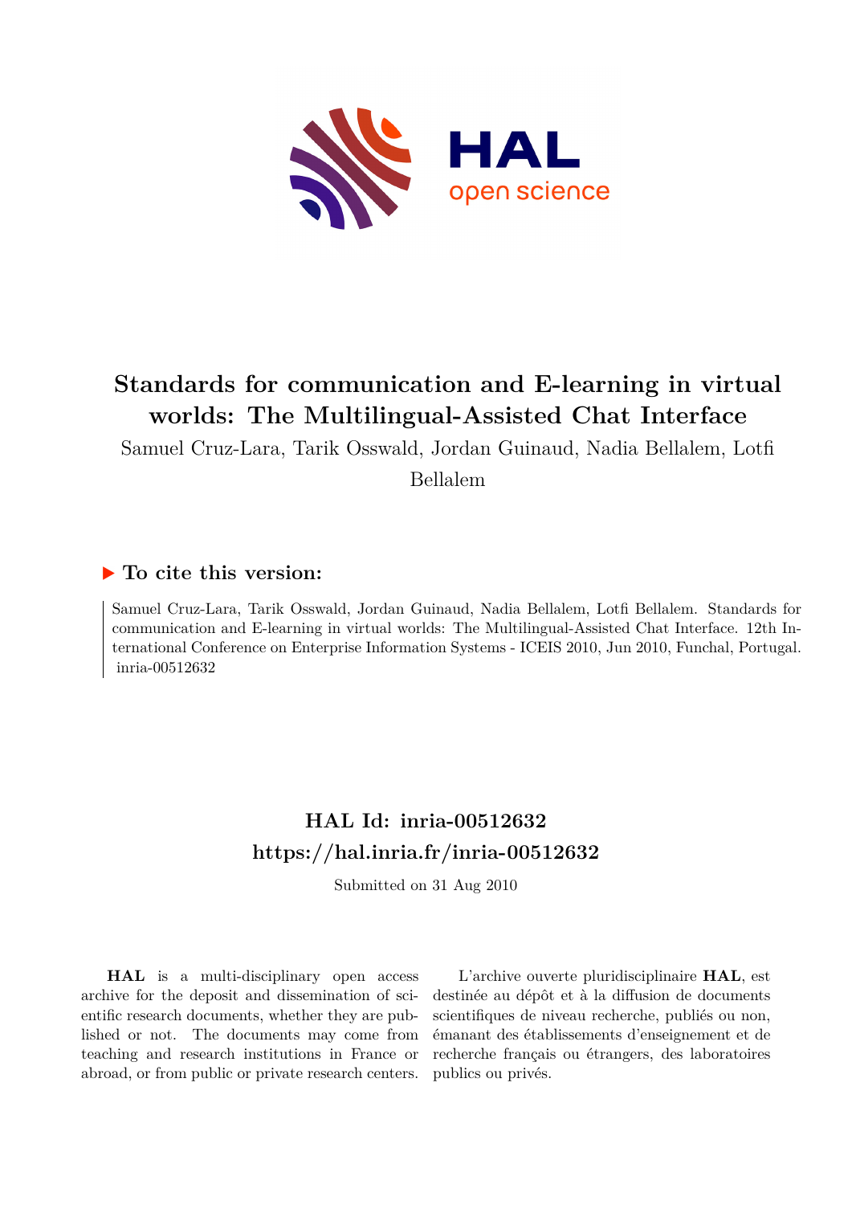# Standards for communication and E-learning in virtual worlds: The Multilingual-Assisted Chat Interface

Samuel Cruz-Lara, Tarik Osswald, Jordan Guinaud, Nadia Bellalem, Lotfi Bellalem

## ▶ To cite this version:

Samuel Cruz-Lara, Tarik Osswald, Jordan Guinaud, Nadia Bellalem, Lotfi Bellalem. Standards for communication and E-learning in virtual worlds: The Multilingual-Assisted Chat Interface. 12th International Conference on Enterprise Information Systems - ICEIS 2010, Jun 2010, Funchal, Portugal. inria-00512632

## HAL Id: inria-00512632

## https://hal.inria.fr/inria-00512632

Submitted on 31 Aug 2010

**HAL** is a multi-disciplinary open access archive for the deposit and dissemination of scientific research documents, whether they are published or not. The documents may come from teaching and research institutions in France or abroad, or from public or private research centers.

L'archive ouverte pluridisciplinaire **HAL**, est destinée au dépôt et à la diffusion de documents scientifiques de niveau recherche, publiés ou non, émanant des établissements d'enseignement et de recherche français ou étrangers, des laboratoires publics ou privés.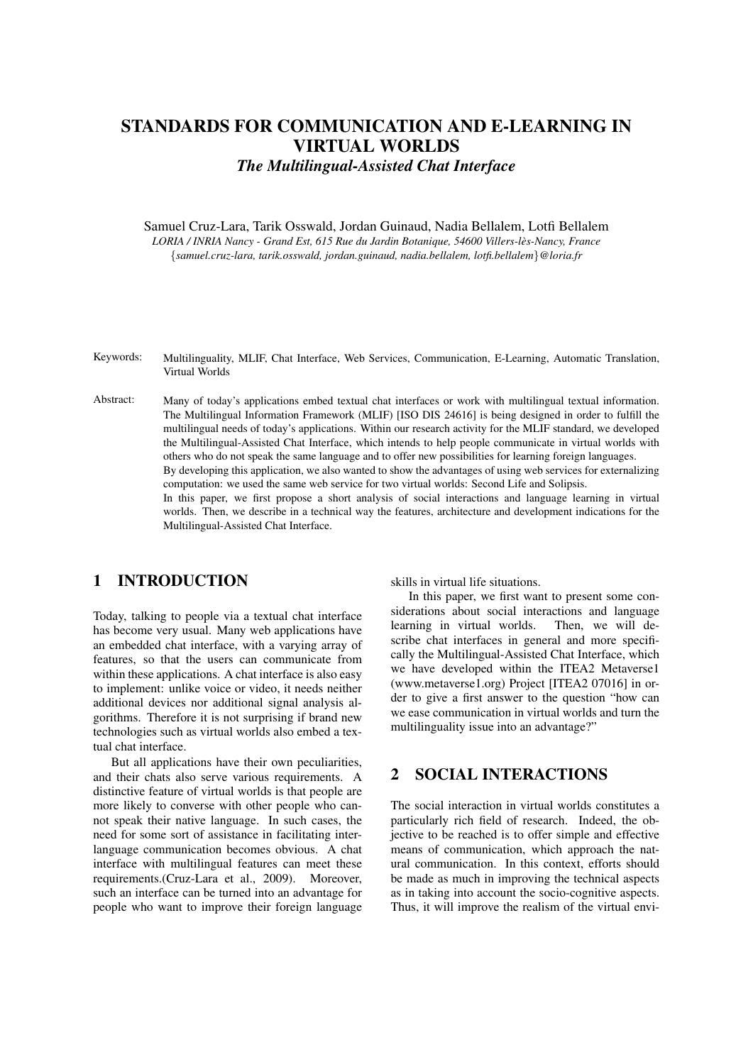# STANDARDS FOR COMMUNICATION AND E-LEARNING IN VIRTUAL WORLDS

## *The Multilingual-Assisted Chat Interface*

Samuel Cruz-Lara, Tarik Osswald, Jordan Guinaud, Nadia Bellalem, Lotfi Bellalem

*LORIA / INRIA Nancy - Grand Est, 615 Rue du Jardin Botanique, 54600 Villers-lès-Nancy, France*

{*samuel.cruz-lara, tarik.osswald, jordan.guinaud, nadia.bellalem, lotfi.bellalem*}*@loria.fr*

Keywords: Multilinguality, MLIF, Chat Interface, Web Services, Communication, E-Learning, Automatic Translation, Virtual Worlds

Abstract: Many of today's applications embed textual chat interfaces or work with multilingual textual information. The Multilingual Information Framework (MLIF) [ISO DIS 24616] is being designed in order to fulfill the multilingual needs of today's applications. Within our research activity for the MLIF standard, we developed the Multilingual-Assisted Chat Interface, which intends to help people communicate in virtual worlds with others who do not speak the same language and to offer new possibilities for learning foreign languages.
By developing this application, we also wanted to show the advantages of using web services for externalizing computation: we used the same web service for two virtual worlds: Second Life and Solipsis.
In this paper, we first propose a short analysis of social interactions and language learning in virtual worlds. Then, we describe in a technical way the features, architecture and development indications for the Multilingual-Assisted Chat Interface.

## 1 INTRODUCTION

Today, talking to people via a textual chat interface has become very usual. Many web applications have an embedded chat interface, with a varying array of features, so that the users can communicate from within these applications. A chat interface is also easy to implement: unlike voice or video, it needs neither additional devices nor additional signal analysis algorithms. Therefore it is not surprising if brand new technologies such as virtual worlds also embed a textual chat interface.

But all applications have their own peculiarities, and their chats also serve various requirements. A distinctive feature of virtual worlds is that people are more likely to converse with other people who cannot speak their native language. In such cases, the need for some sort of assistance in facilitating interlanguage communication becomes obvious. A chat interface with multilingual features can meet these requirements.(Cruz-Lara et al., 2009). Moreover, such an interface can be turned into an advantage for people who want to improve their foreign language skills in virtual life situations.

In this paper, we first want to present some considerations about social interactions and language learning in virtual worlds. Then, we will describe chat interfaces in general and more specifically the Multilingual-Assisted Chat Interface, which we have developed within the ITEA2 Metaverse1 (www.metaverse1.org) Project [ITEA2 07016] in order to give a first answer to the question "how can we ease communication in virtual worlds and turn the multilinguality issue into an advantage?"

## 2 SOCIAL INTERACTIONS

The social interaction in virtual worlds constitutes a particularly rich field of research. Indeed, the objective to be reached is to offer simple and effective means of communication, which approach the natural communication. In this context, efforts should be made as much in improving the technical aspects as in taking into account the socio-cognitive aspects. Thus, it will improve the realism of the virtual envi-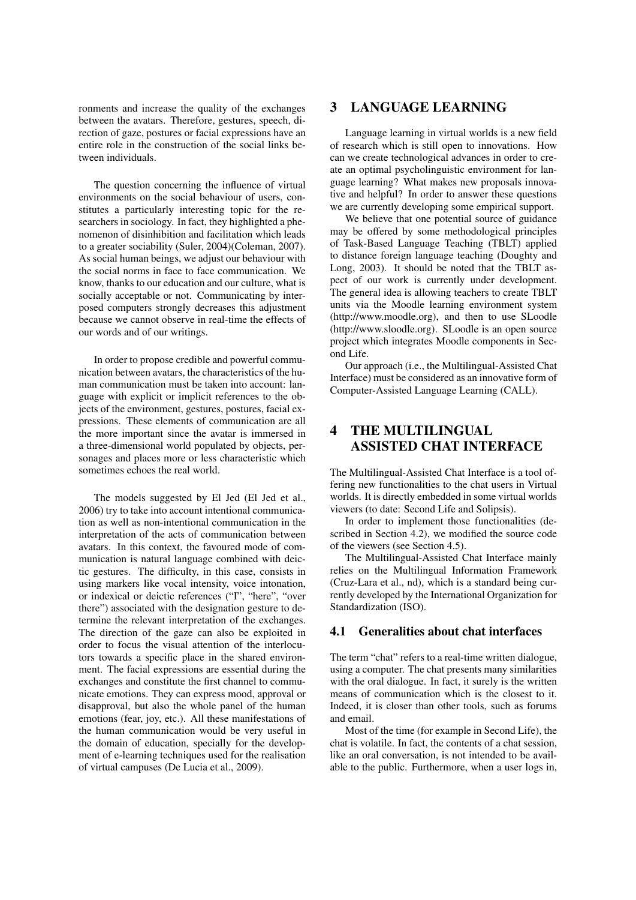ronments and increase the quality of the exchanges between the avatars. Therefore, gestures, speech, direction of gaze, postures or facial expressions have an entire role in the construction of the social links between individuals.

The question concerning the influence of virtual environments on the social behaviour of users, constitutes a particularly interesting topic for the researchers in sociology. In fact, they highlighted a phenomenon of disinhibition and facilitation which leads to a greater sociability (Suler, 2004)(Coleman, 2007). As social human beings, we adjust our behaviour with the social norms in face to face communication. We know, thanks to our education and our culture, what is socially acceptable or not. Communicating by interposed computers strongly decreases this adjustment because we cannot observe in real-time the effects of our words and of our writings.

In order to propose credible and powerful communication between avatars, the characteristics of the human communication must be taken into account: language with explicit or implicit references to the objects of the environment, gestures, postures, facial expressions. These elements of communication are all the more important since the avatar is immersed in a three-dimensional world populated by objects, personages and places more or less characteristic which sometimes echoes the real world.

The models suggested by El Jed (El Jed et al., 2006) try to take into account intentional communication as well as non-intentional communication in the interpretation of the acts of communication between avatars. In this context, the favoured mode of communication is natural language combined with deictic gestures. The difficulty, in this case, consists in using markers like vocal intensity, voice intonation, or indexical or deictic references ("I", "here", "over there") associated with the designation gesture to determine the relevant interpretation of the exchanges. The direction of the gaze can also be exploited in order to focus the visual attention of the interlocutors towards a specific place in the shared environment. The facial expressions are essential during the exchanges and constitute the first channel to communicate emotions. They can express mood, approval or disapproval, but also the whole panel of the human emotions (fear, joy, etc.). All these manifestations of the human communication would be very useful in the domain of education, specially for the development of e-learning techniques used for the realisation of virtual campuses (De Lucia et al., 2009).

## 3 LANGUAGE LEARNING

Language learning in virtual worlds is a new field of research which is still open to innovations. How can we create technological advances in order to create an optimal psycholinguistic environment for language learning? What makes new proposals innovative and helpful? In order to answer these questions we are currently developing some empirical support.

We believe that one potential source of guidance may be offered by some methodological principles of Task-Based Language Teaching (TBLT) applied to distance foreign language teaching (Doughty and Long, 2003). It should be noted that the TBLT aspect of our work is currently under development. The general idea is allowing teachers to create TBLT units via the Moodle learning environment system (http://www.moodle.org), and then to use SLoodle (http://www.sloodle.org). SLoodle is an open source project which integrates Moodle components in Second Life.

Our approach (i.e., the Multilingual-Assisted Chat Interface) must be considered as an innovative form of Computer-Assisted Language Learning (CALL).

## 4 THE MULTILINGUAL ASSISTED CHAT INTERFACE

The Multilingual-Assisted Chat Interface is a tool offering new functionalities to the chat users in Virtual worlds. It is directly embedded in some virtual worlds viewers (to date: Second Life and Solipsis).

In order to implement those functionalities (described in Section 4.2), we modified the source code of the viewers (see Section 4.5).

The Multilingual-Assisted Chat Interface mainly relies on the Multilingual Information Framework (Cruz-Lara et al., nd), which is a standard being currently developed by the International Organization for Standardization (ISO).

### 4.1 Generalities about chat interfaces

The term "chat" refers to a real-time written dialogue, using a computer. The chat presents many similarities with the oral dialogue. In fact, it surely is the written means of communication which is the closest to it. Indeed, it is closer than other tools, such as forums and email.

Most of the time (for example in Second Life), the chat is volatile. In fact, the contents of a chat session, like an oral conversation, is not intended to be available to the public. Furthermore, when a user logs in,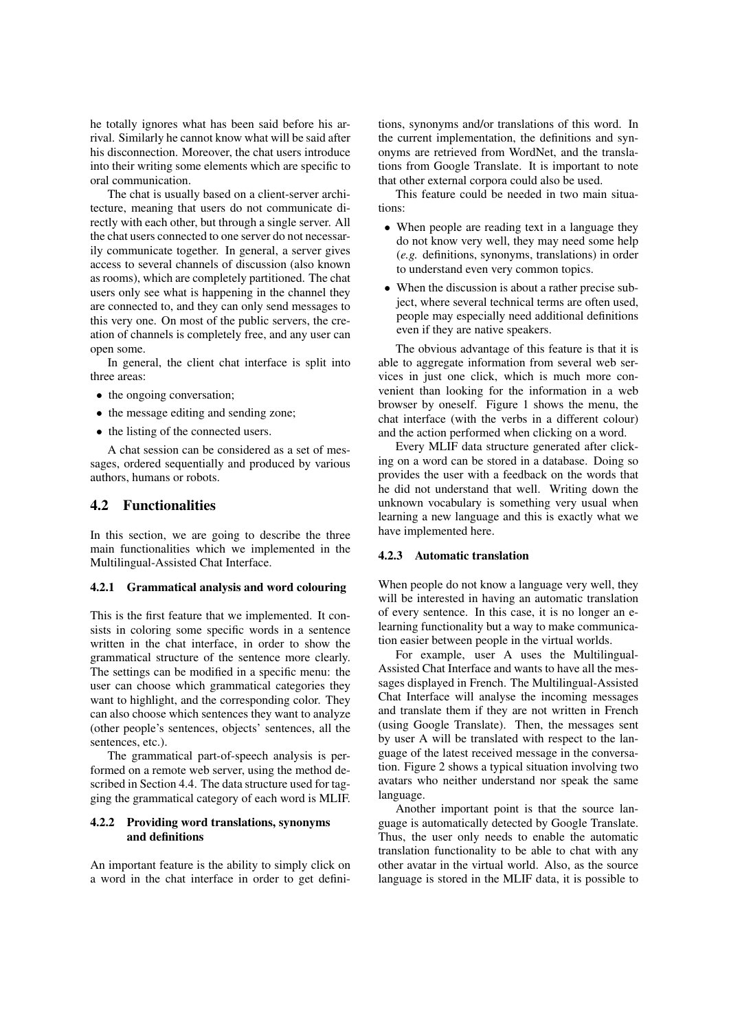he totally ignores what has been said before his arrival. Similarly he cannot know what will be said after his disconnection. Moreover, the chat users introduce into their writing some elements which are specific to oral communication.

The chat is usually based on a client-server architecture, meaning that users do not communicate directly with each other, but through a single server. All the chat users connected to one server do not necessarily communicate together. In general, a server gives access to several channels of discussion (also known as rooms), which are completely partitioned. The chat users only see what is happening in the channel they are connected to, and they can only send messages to this very one. On most of the public servers, the creation of channels is completely free, and any user can open some.

In general, the client chat interface is split into three areas:

- the ongoing conversation;
- the message editing and sending zone;
- the listing of the connected users.

A chat session can be considered as a set of messages, ordered sequentially and produced by various authors, humans or robots.

## 4.2 Functionalities

In this section, we are going to describe the three main functionalities which we implemented in the Multilingual-Assisted Chat Interface.

### 4.2.1 Grammatical analysis and word colouring

This is the first feature that we implemented. It consists in coloring some specific words in a sentence written in the chat interface, in order to show the grammatical structure of the sentence more clearly. The settings can be modified in a specific menu: the user can choose which grammatical categories they want to highlight, and the corresponding color. They can also choose which sentences they want to analyze (other people's sentences, objects' sentences, all the sentences, etc.).

The grammatical part-of-speech analysis is performed on a remote web server, using the method described in Section 4.4. The data structure used for tagging the grammatical category of each word is MLIF.

### 4.2.2 Providing word translations, synonyms and definitions

An important feature is the ability to simply click on a word in the chat interface in order to get definitions, synonyms and/or translations of this word. In the current implementation, the definitions and synonyms are retrieved from WordNet, and the translations from Google Translate. It is important to note that other external corpora could also be used.

This feature could be needed in two main situations:

- When people are reading text in a language they do not know very well, they may need some help (*e.g.* definitions, synonyms, translations) in order to understand even very common topics.
- When the discussion is about a rather precise subject, where several technical terms are often used, people may especially need additional definitions even if they are native speakers.

The obvious advantage of this feature is that it is able to aggregate information from several web services in just one click, which is much more convenient than looking for the information in a web browser by oneself. Figure 1 shows the menu, the chat interface (with the verbs in a different colour) and the action performed when clicking on a word.

Every MLIF data structure generated after clicking on a word can be stored in a database. Doing so provides the user with a feedback on the words that he did not understand that well. Writing down the unknown vocabulary is something very usual when learning a new language and this is exactly what we have implemented here.

### 4.2.3 Automatic translation

When people do not know a language very well, they will be interested in having an automatic translation of every sentence. In this case, it is no longer an e-learning functionality but a way to make communication easier between people in the virtual worlds.

For example, user A uses the Multilingual-Assisted Chat Interface and wants to have all the messages displayed in French. The Multilingual-Assisted Chat Interface will analyse the incoming messages and translate them if they are not written in French (using Google Translate). Then, the messages sent by user A will be translated with respect to the language of the latest received message in the conversation. Figure 2 shows a typical situation involving two avatars who neither understand nor speak the same language.

Another important point is that the source language is automatically detected by Google Translate. Thus, the user only needs to enable the automatic translation functionality to be able to chat with any other avatar in the virtual world. Also, as the source language is stored in the MLIF data, it is possible to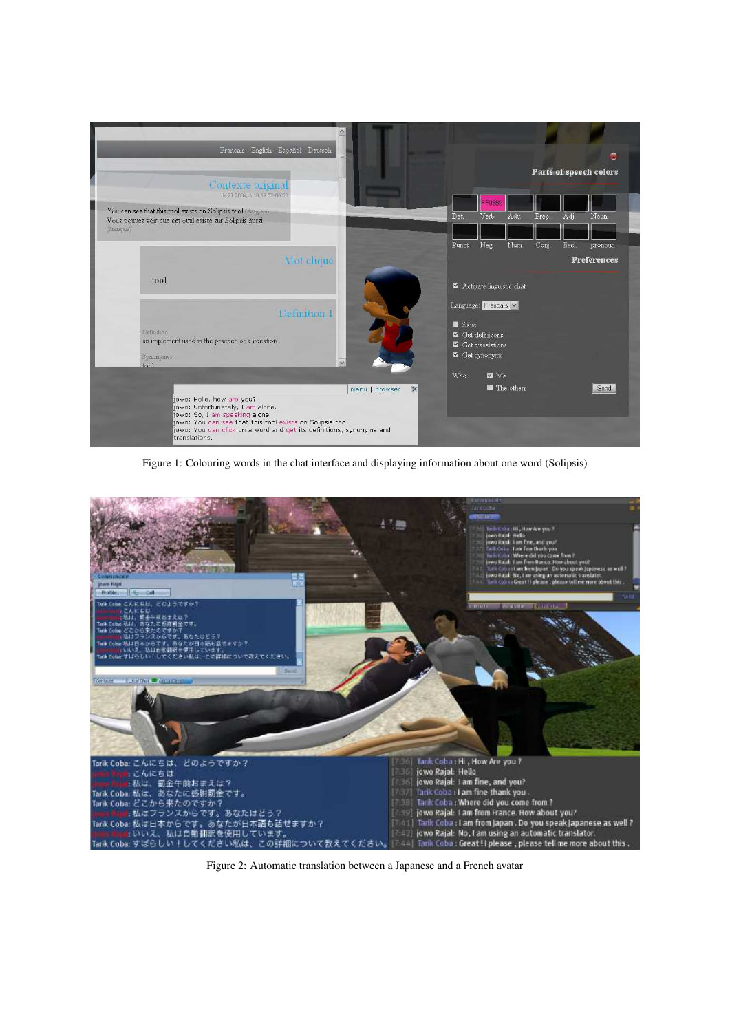Figure 1: Colouring words in the chat interface and displaying information about one word (Solipsis)

Figure 2: Automatic translation between a Japanese and a French avatar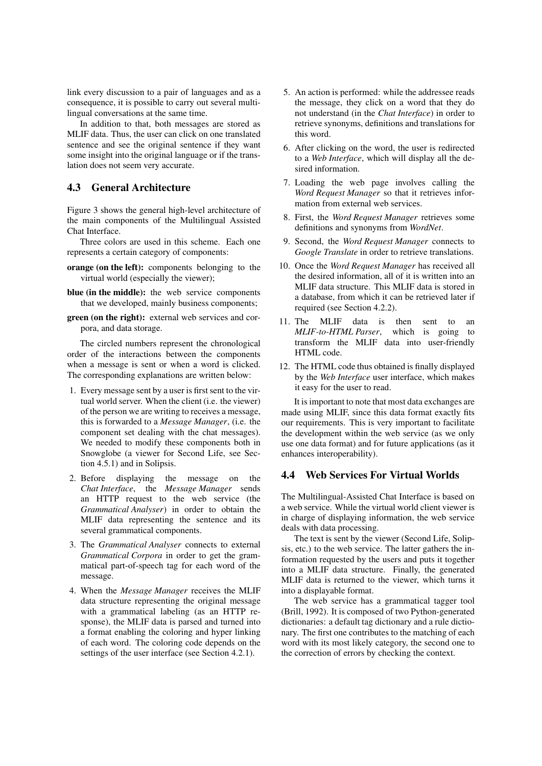link every discussion to a pair of languages and as a consequence, it is possible to carry out several multilingual conversations at the same time.

In addition to that, both messages are stored as MLIF data. Thus, the user can click on one translated sentence and see the original sentence if they want some insight into the original language or if the translation does not seem very accurate.

### 4.3 General Architecture

Figure 3 shows the general high-level architecture of the main components of the Multilingual Assisted Chat Interface.

Three colors are used in this scheme. Each one represents a certain category of components:

**orange (on the left):** components belonging to the virtual world (especially the viewer);

**blue (in the middle):** the web service components that we developed, mainly business components;

**green (on the right):** external web services and corpora, and data storage.

The circled numbers represent the chronological order of the interactions between the components when a message is sent or when a word is clicked. The corresponding explanations are written below:

1. Every message sent by a user is first sent to the virtual world server. When the client (i.e. the viewer) of the person we are writing to receives a message, this is forwarded to a *Message Manager*, (i.e. the component set dealing with the chat messages). We needed to modify these components both in Snowglobe (a viewer for Second Life, see Section 4.5.1) and in Solipsis.
2. Before displaying the message on the *Chat Interface*, the *Message Manager* sends an HTTP request to the web service (the *Grammatical Analyser*) in order to obtain the MLIF data representing the sentence and its several grammatical components.
3. The *Grammatical Analyser* connects to external *Grammatical Corpora* in order to get the grammatical part-of-speech tag for each word of the message.
4. When the *Message Manager* receives the MLIF data structure representing the original message with a grammatical labeling (as an HTTP response), the MLIF data is parsed and turned into a format enabling the coloring and hyper linking of each word. The coloring code depends on the settings of the user interface (see Section 4.2.1).
5. An action is performed: while the addressee reads the message, they click on a word that they do not understand (in the *Chat Interface*) in order to retrieve synonyms, definitions and translations for this word.
6. After clicking on the word, the user is redirected to a *Web Interface*, which will display all the desired information.
7. Loading the web page involves calling the *Word Request Manager* so that it retrieves information from external web services.
8. First, the *Word Request Manager* retrieves some definitions and synonyms from *WordNet*.
9. Second, the *Word Request Manager* connects to *Google Translate* in order to retrieve translations.
10. Once the *Word Request Manager* has received all the desired information, all of it is written into an MLIF data structure. This MLIF data is stored in a database, from which it can be retrieved later if required (see Section 4.2.2).
11. The MLIF data is then sent to an *MLIF-to-HTML Parser*, which is going to transform the MLIF data into user-friendly HTML code.
12. The HTML code thus obtained is finally displayed by the *Web Interface* user interface, which makes it easy for the user to read.

It is important to note that most data exchanges are made using MLIF, since this data format exactly fits our requirements. This is very important to facilitate the development within the web service (as we only use one data format) and for future applications (as it enhances interoperability).

### 4.4 Web Services For Virtual Worlds

The Multilingual-Assisted Chat Interface is based on a web service. While the virtual world client viewer is in charge of displaying information, the web service deals with data processing.

The text is sent by the viewer (Second Life, Solipsis, etc.) to the web service. The latter gathers the information requested by the users and puts it together into a MLIF data structure. Finally, the generated MLIF data is returned to the viewer, which turns it into a displayable format.

The web service has a grammatical tagger tool (Brill, 1992). It is composed of two Python-generated dictionaries: a default tag dictionary and a rule dictionary. The first one contributes to the matching of each word with its most likely category, the second one to the correction of errors by checking the context.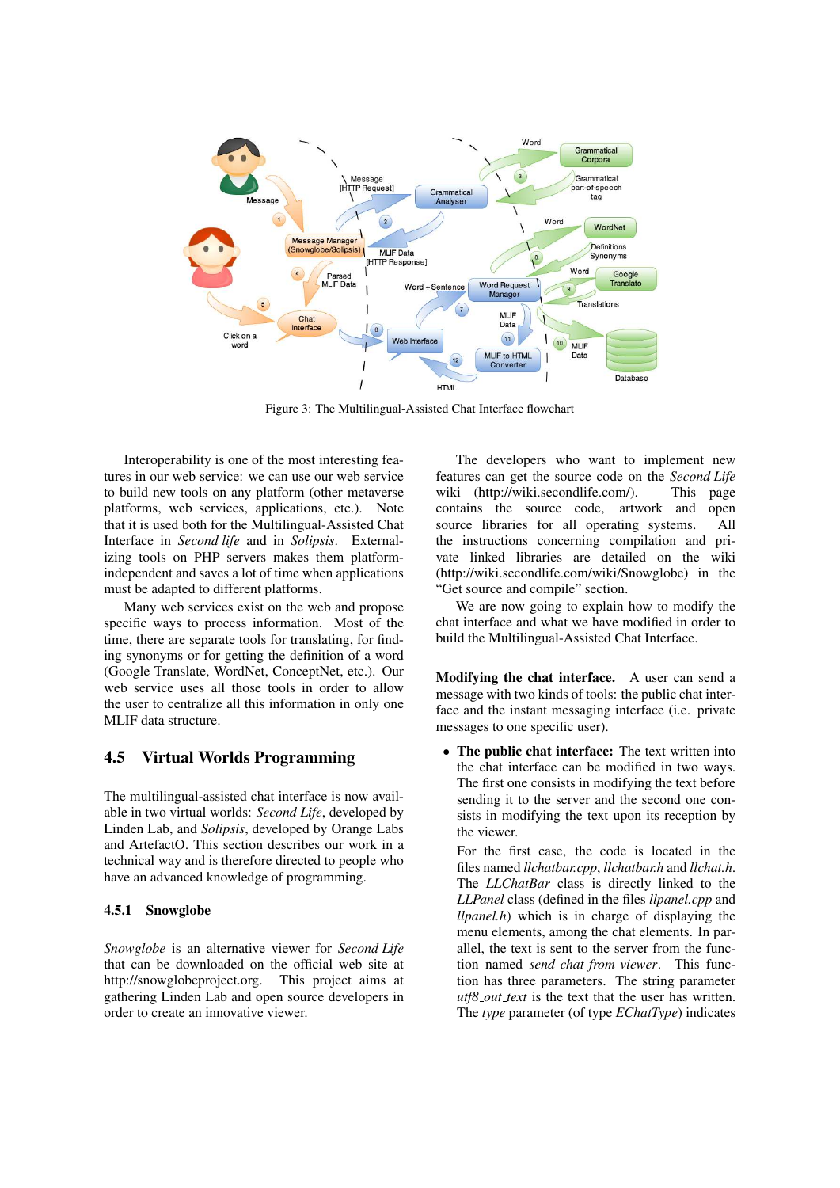Word

Grammatical Corpora

Grammatical part-of-speech tag

Message [HTTP Request]

Grammatical Analyser

3

Message

1

2

Word

WordNet

Definitions Synonyms

Message Manager (Snowglobe/Solipsis)

MLIF Data [HTTP Response]

8

Word

Google Translate

4

Parsed MLIF Data

Word + Sentence

Word Request Manager

9

Translations

5

7

MLIF Data

Chat Interface

Click on a word

6

Web Interface

11

10

MLIF Data

Database

12

MLIF to HTML Converter

HTML

Figure 3: The Multilingual-Assisted Chat Interface flowchart

Interoperability is one of the most interesting features in our web service: we can use our web service to build new tools on any platform (other metaverse platforms, web services, applications, etc.). Note that it is used both for the Multilingual-Assisted Chat Interface in *Second life* and in *Solipsis*. Externalizing tools on PHP servers makes them platform-independent and saves a lot of time when applications must be adapted to different platforms.

Many web services exist on the web and propose specific ways to process information. Most of the time, there are separate tools for translating, for finding synonyms or for getting the definition of a word (Google Translate, WordNet, ConceptNet, etc.). Our web service uses all those tools in order to allow the user to centralize all this information in only one MLIF data structure.

## 4.5 Virtual Worlds Programming

The multilingual-assisted chat interface is now available in two virtual worlds: *Second Life*, developed by Linden Lab, and *Solipsis*, developed by Orange Labs and ArtefactO. This section describes our work in a technical way and is therefore directed to people who have an advanced knowledge of programming.

### 4.5.1 Snowglobe

*Snowglobe* is an alternative viewer for *Second Life* that can be downloaded on the official web site at http://snowglobeproject.org. This project aims at gathering Linden Lab and open source developers in order to create an innovative viewer.

The developers who want to implement new features can get the source code on the *Second Life* wiki (http://wiki.secondlife.com/). This page contains the source code, artwork and open source libraries for all operating systems. All the instructions concerning compilation and private linked libraries are detailed on the wiki (http://wiki.secondlife.com/wiki/Snowglobe) in the “Get source and compile” section.

We are now going to explain how to modify the chat interface and what we have modified in order to build the Multilingual-Assisted Chat Interface.

**Modifying the chat interface.** A user can send a message with two kinds of tools: the public chat interface and the instant messaging interface (i.e. private messages to one specific user).

- **The public chat interface:** The text written into the chat interface can be modified in two ways. The first one consists in modifying the text before sending it to the server and the second one consists in modifying the text upon its reception by the viewer.

  For the first case, the code is located in the files named *llchatbar.cpp*, *llchatbar.h* and *llchat.h*. The *LLChatBar* class is directly linked to the *LLPanel* class (defined in the files *llpanel.cpp* and *llpanel.h*) which is in charge of displaying the menu elements, among the chat elements. In parallel, the text is sent to the server from the function named *send_chat_from_viewer*. This function has three parameters. The string parameter *utf8_out_text* is the text that the user has written. The *type* parameter (of type *EChatType*) indicates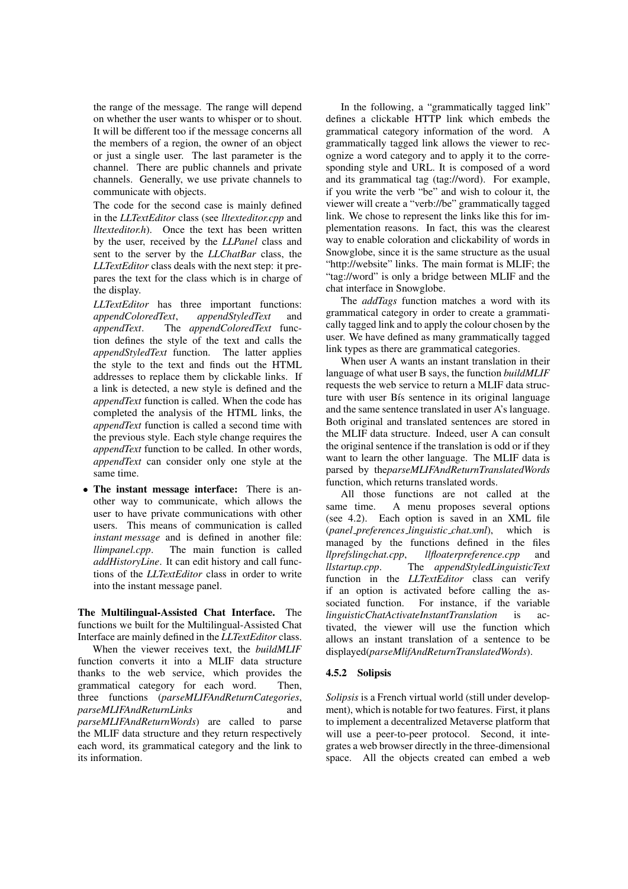the range of the message. The range will depend on whether the user wants to whisper or to shout. It will be different too if the message concerns all the members of a region, the owner of an object or just a single user. The last parameter is the channel. There are public channels and private channels. Generally, we use private channels to communicate with objects.

The code for the second case is mainly defined in the *LLTextEditor* class (see *lltexteditor.cpp* and *lltexteditor.h*). Once the text has been written by the user, received by the *LLPanel* class and sent to the server by the *LLChatBar* class, the *LLTextEditor* class deals with the next step: it prepares the text for the class which is in charge of the display.

*LLTextEditor* has three important functions: *appendColoredText*, *appendStyledText* and *appendText*. The *appendColoredText* function defines the style of the text and calls the *appendStyledText* function. The latter applies the style to the text and finds out the HTML addresses to replace them by clickable links. If a link is detected, a new style is defined and the *appendText* function is called. When the code has completed the analysis of the HTML links, the *appendText* function is called a second time with the previous style. Each style change requires the *appendText* function to be called. In other words, *appendText* can consider only one style at the same time.

- **The instant message interface:** There is another way to communicate, which allows the user to have private communications with other users. This means of communication is called *instant message* and is defined in another file: *llimpanel.cpp*. The main function is called *addHistoryLine*. It can edit history and call functions of the *LLTextEditor* class in order to write into the instant message panel.

**The Multilingual-Assisted Chat Interface.** The functions we built for the Multilingual-Assisted Chat Interface are mainly defined in the *LLTextEditor* class.

When the viewer receives text, the *buildMLIF* function converts it into a MLIF data structure thanks to the web service, which provides the grammatical category for each word. Then, three functions (*parseMLIFAndReturnCategories*, *parseMLIFAndReturnLinks* and *parseMLIFAndReturnWords*) are called to parse the MLIF data structure and they return respectively each word, its grammatical category and the link to its information.

In the following, a "grammatically tagged link" defines a clickable HTTP link which embeds the grammatical category information of the word. A grammatically tagged link allows the viewer to recognize a word category and to apply it to the corresponding style and URL. It is composed of a word and its grammatical tag (tag://word). For example, if you write the verb "be" and wish to colour it, the viewer will create a "verb://be" grammatically tagged link. We chose to represent the links like this for implementation reasons. In fact, this was the clearest way to enable coloration and clickability of words in Snowglobe, since it is the same structure as the usual "http://website" links. The main format is MLIF; the "tag://word" is only a bridge between MLIF and the chat interface in Snowglobe.

The *addTags* function matches a word with its grammatical category in order to create a grammatically tagged link and to apply the colour chosen by the user. We have defined as many grammatically tagged link types as there are grammatical categories.

When user A wants an instant translation in their language of what user B says, the function *buildMLIF* requests the web service to return a MLIF data structure with user Bís sentence in its original language and the same sentence translated in user A's language. Both original and translated sentences are stored in the MLIF data structure. Indeed, user A can consult the original sentence if the translation is odd or if they want to learn the other language. The MLIF data is parsed by the*parseMLIFAndReturnTranslatedWords* function, which returns translated words.

All those functions are not called at the same time. A menu proposes several options (see 4.2). Each option is saved in an XML file (*panel_preferences_linguistic_chat.xml*), which is managed by the functions defined in the files *llprefslingchat.cpp*, *llfloaterpreference.cpp* and *llstartup.cpp*. The *appendStyledLinguisticText* function in the *LLTextEditor* class can verify if an option is activated before calling the associated function. For instance, if the variable *linguisticChatActivateInstantTranslation* is activated, the viewer will use the function which allows an instant translation of a sentence to be displayed(*parseMlifAndReturnTranslatedWords*).

### 4.5.2 Solipsis

*Solipsis* is a French virtual world (still under development), which is notable for two features. First, it plans to implement a decentralized Metaverse platform that will use a peer-to-peer protocol. Second, it integrates a web browser directly in the three-dimensional space. All the objects created can embed a web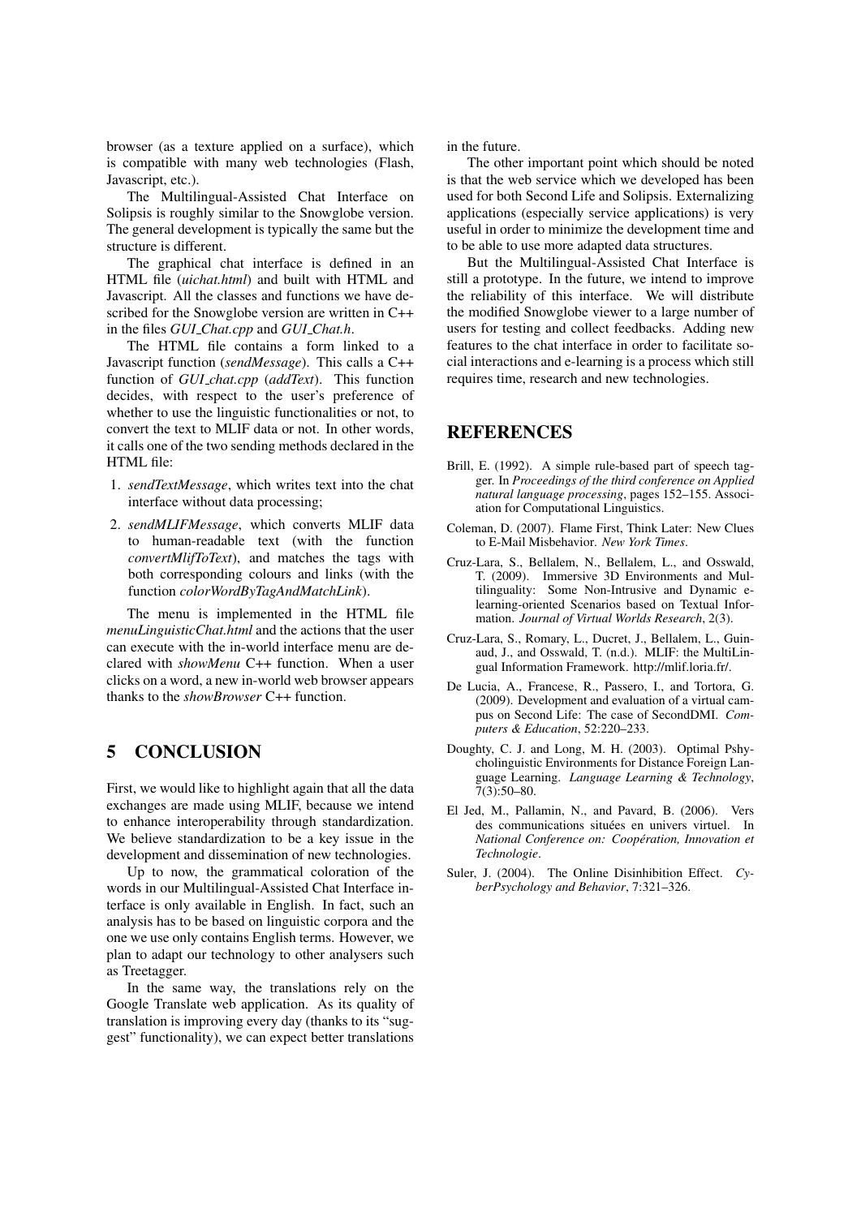browser (as a texture applied on a surface), which is compatible with many web technologies (Flash, Javascript, etc.).

The Multilingual-Assisted Chat Interface on Solipsis is roughly similar to the Snowglobe version. The general development is typically the same but the structure is different.

The graphical chat interface is defined in an HTML file (*uichat.html*) and built with HTML and Javascript. All the classes and functions we have described for the Snowglobe version are written in C++ in the files *GUI_Chat.cpp* and *GUI_Chat.h*.

The HTML file contains a form linked to a Javascript function (*sendMessage*). This calls a C++ function of *GUI_chat.cpp* (*addText*). This function decides, with respect to the user's preference of whether to use the linguistic functionalities or not, to convert the text to MLIF data or not. In other words, it calls one of the two sending methods declared in the HTML file:

1. *sendTextMessage*, which writes text into the chat interface without data processing;
2. *sendMLIFMessage*, which converts MLIF data to human-readable text (with the function *convertMlifToText*), and matches the tags with both corresponding colours and links (with the function *colorWordByTagAndMatchLink*).

The menu is implemented in the HTML file *menuLinguisticChat.html* and the actions that the user can execute with the in-world interface menu are declared with *showMenu* C++ function. When a user clicks on a word, a new in-world web browser appears thanks to the *showBrowser* C++ function.

## 5 CONCLUSION

First, we would like to highlight again that all the data exchanges are made using MLIF, because we intend to enhance interoperability through standardization. We believe standardization to be a key issue in the development and dissemination of new technologies.

Up to now, the grammatical coloration of the words in our Multilingual-Assisted Chat Interface interface is only available in English. In fact, such an analysis has to be based on linguistic corpora and the one we use only contains English terms. However, we plan to adapt our technology to other analysers such as Treetagger.

In the same way, the translations rely on the Google Translate web application. As its quality of translation is improving every day (thanks to its "suggest" functionality), we can expect better translations in the future.

The other important point which should be noted is that the web service which we developed has been used for both Second Life and Solipsis. Externalizing applications (especially service applications) is very useful in order to minimize the development time and to be able to use more adapted data structures.

But the Multilingual-Assisted Chat Interface is still a prototype. In the future, we intend to improve the reliability of this interface. We will distribute the modified Snowglobe viewer to a large number of users for testing and collect feedbacks. Adding new features to the chat interface in order to facilitate social interactions and e-learning is a process which still requires time, research and new technologies.

## REFERENCES

Brill, E. (1992). A simple rule-based part of speech tagger. In *Proceedings of the third conference on Applied natural language processing*, pages 152–155. Association for Computational Linguistics.

Coleman, D. (2007). Flame First, Think Later: New Clues to E-Mail Misbehavior. *New York Times*.

Cruz-Lara, S., Bellalem, N., Bellalem, L., and Osswald, T. (2009). Immersive 3D Environments and Multilinguality: Some Non-Intrusive and Dynamic e-learning-oriented Scenarios based on Textual Information. *Journal of Virtual Worlds Research*, 2(3).

Cruz-Lara, S., Romary, L., Ducret, J., Bellalem, L., Guinaud, J., and Osswald, T. (n.d.). MLIF: the MultiLingual Information Framework. http://mlif.loria.fr/.

De Lucia, A., Francese, R., Passero, I., and Tortora, G. (2009). Development and evaluation of a virtual campus on Second Life: The case of SecondDMI. *Computers & Education*, 52:220–233.

Doughty, C. J. and Long, M. H. (2003). Optimal Pshycholinguistic Environments for Distance Foreign Language Learning. *Language Learning & Technology*, 7(3):50–80.

El Jed, M., Pallamin, N., and Pavard, B. (2006). Vers des communications situées en univers virtuel. In *National Conference on: Coopération, Innovation et Technologie*.

Suler, J. (2004). The Online Disinhibition Effect. *CyberPsychology and Behavior*, 7:321–326.